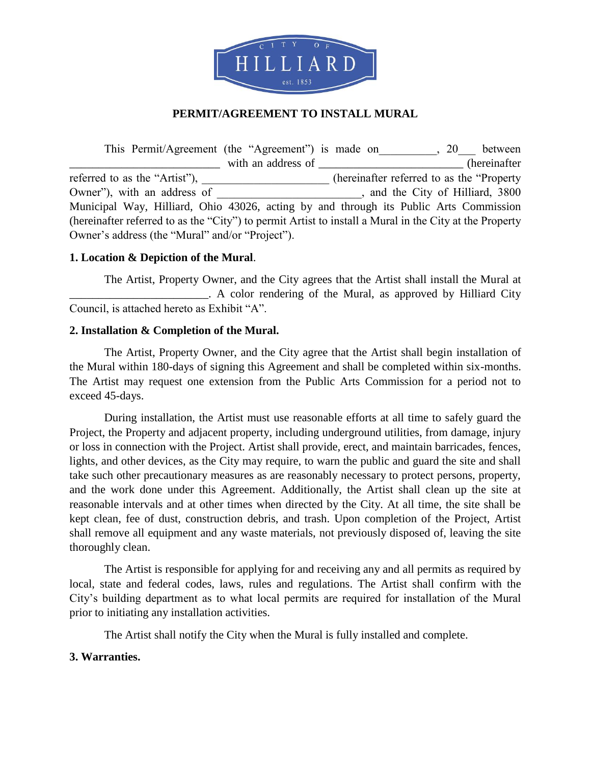CITY OF HILLIARD est. 1853

**PERMIT/AGREEMENT TO INSTALL MURAL**

This Permit/Agreement (the "Agreement") is made on__________, 20___ between __________________________ with an address of _________________________ (hereinafter referred to as the "Artist"), ______________________ (hereinafter referred to as the "Property Owner"), with an address of ________________________, and the City of Hilliard, 3800 Municipal Way, Hilliard, Ohio 43026, acting by and through its Public Arts Commission (hereinafter referred to as the "City") to permit Artist to install a Mural in the City at the Property Owner's address (the "Mural" and/or "Project").

**1. Location & Depiction of the Mural**.

The Artist, Property Owner, and the City agrees that the Artist shall install the Mural at ________________________. A color rendering of the Mural, as approved by Hilliard City Council, is attached hereto as Exhibit "A".

**2. Installation & Completion of the Mural.**

The Artist, Property Owner, and the City agree that the Artist shall begin installation of the Mural within 180-days of signing this Agreement and shall be completed within six-months. The Artist may request one extension from the Public Arts Commission for a period not to exceed 45-days.

During installation, the Artist must use reasonable efforts at all time to safely guard the Project, the Property and adjacent property, including underground utilities, from damage, injury or loss in connection with the Project. Artist shall provide, erect, and maintain barricades, fences, lights, and other devices, as the City may require, to warn the public and guard the site and shall take such other precautionary measures as are reasonably necessary to protect persons, property, and the work done under this Agreement. Additionally, the Artist shall clean up the site at reasonable intervals and at other times when directed by the City. At all time, the site shall be kept clean, fee of dust, construction debris, and trash. Upon completion of the Project, Artist shall remove all equipment and any waste materials, not previously disposed of, leaving the site thoroughly clean.

The Artist is responsible for applying for and receiving any and all permits as required by local, state and federal codes, laws, rules and regulations. The Artist shall confirm with the City's building department as to what local permits are required for installation of the Mural prior to initiating any installation activities.

The Artist shall notify the City when the Mural is fully installed and complete.

**3. Warranties.**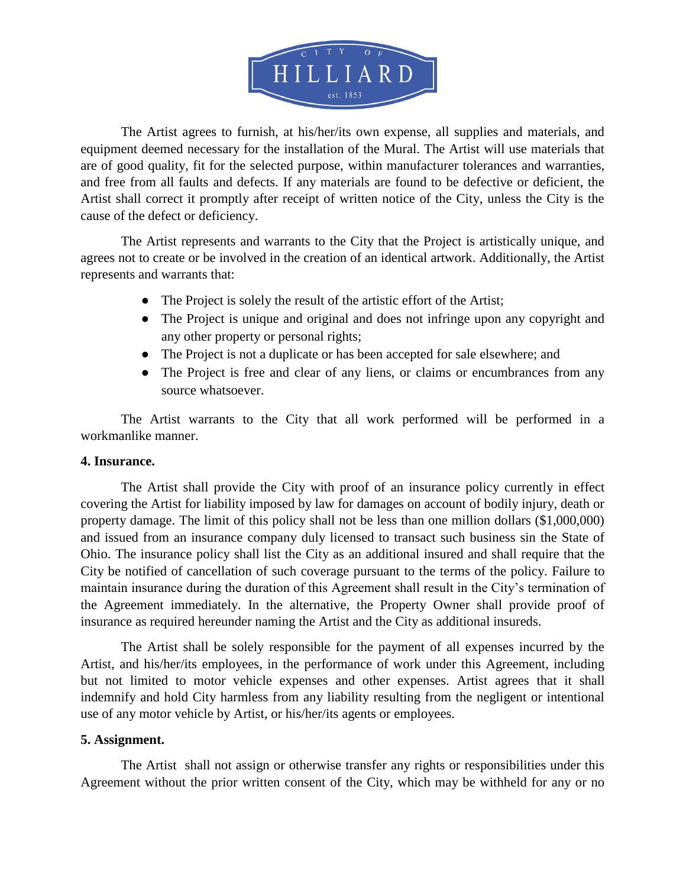The Artist agrees to furnish, at his/her/its own expense, all supplies and materials, and equipment deemed necessary for the installation of the Mural. The Artist will use materials that are of good quality, fit for the selected purpose, within manufacturer tolerances and warranties, and free from all faults and defects. If any materials are found to be defective or deficient, the Artist shall correct it promptly after receipt of written notice of the City, unless the City is the cause of the defect or deficiency.

The Artist represents and warrants to the City that the Project is artistically unique, and agrees not to create or be involved in the creation of an identical artwork. Additionally, the Artist represents and warrants that:

- The Project is solely the result of the artistic effort of the Artist;
- The Project is unique and original and does not infringe upon any copyright and any other property or personal rights;
- The Project is not a duplicate or has been accepted for sale elsewhere; and
- The Project is free and clear of any liens, or claims or encumbrances from any source whatsoever.

The Artist warrants to the City that all work performed will be performed in a workmanlike manner.

**4. Insurance.**

The Artist shall provide the City with proof of an insurance policy currently in effect covering the Artist for liability imposed by law for damages on account of bodily injury, death or property damage. The limit of this policy shall not be less than one million dollars ($1,000,000) and issued from an insurance company duly licensed to transact such business sin the State of Ohio. The insurance policy shall list the City as an additional insured and shall require that the City be notified of cancellation of such coverage pursuant to the terms of the policy. Failure to maintain insurance during the duration of this Agreement shall result in the City's termination of the Agreement immediately. In the alternative, the Property Owner shall provide proof of insurance as required hereunder naming the Artist and the City as additional insureds.

The Artist shall be solely responsible for the payment of all expenses incurred by the Artist, and his/her/its employees, in the performance of work under this Agreement, including but not limited to motor vehicle expenses and other expenses. Artist agrees that it shall indemnify and hold City harmless from any liability resulting from the negligent or intentional use of any motor vehicle by Artist, or his/her/its agents or employees.

**5. Assignment.**

The Artist shall not assign or otherwise transfer any rights or responsibilities under this Agreement without the prior written consent of the City, which may be withheld for any or no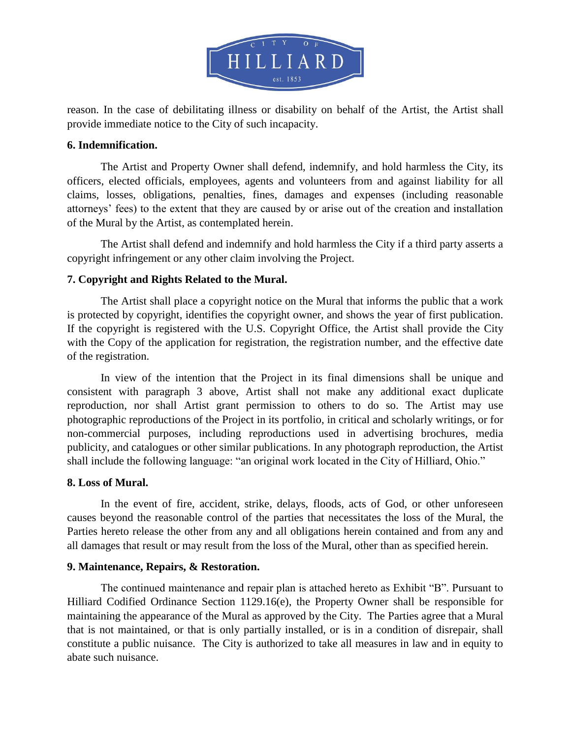reason. In the case of debilitating illness or disability on behalf of the Artist, the Artist shall provide immediate notice to the City of such incapacity.

**6. Indemnification.**

The Artist and Property Owner shall defend, indemnify, and hold harmless the City, its officers, elected officials, employees, agents and volunteers from and against liability for all claims, losses, obligations, penalties, fines, damages and expenses (including reasonable attorneys' fees) to the extent that they are caused by or arise out of the creation and installation of the Mural by the Artist, as contemplated herein.

The Artist shall defend and indemnify and hold harmless the City if a third party asserts a copyright infringement or any other claim involving the Project.

**7. Copyright and Rights Related to the Mural.**

The Artist shall place a copyright notice on the Mural that informs the public that a work is protected by copyright, identifies the copyright owner, and shows the year of first publication. If the copyright is registered with the U.S. Copyright Office, the Artist shall provide the City with the Copy of the application for registration, the registration number, and the effective date of the registration.

In view of the intention that the Project in its final dimensions shall be unique and consistent with paragraph 3 above, Artist shall not make any additional exact duplicate reproduction, nor shall Artist grant permission to others to do so. The Artist may use photographic reproductions of the Project in its portfolio, in critical and scholarly writings, or for non-commercial purposes, including reproductions used in advertising brochures, media publicity, and catalogues or other similar publications. In any photograph reproduction, the Artist shall include the following language: "an original work located in the City of Hilliard, Ohio."

**8. Loss of Mural.**

In the event of fire, accident, strike, delays, floods, acts of God, or other unforeseen causes beyond the reasonable control of the parties that necessitates the loss of the Mural, the Parties hereto release the other from any and all obligations herein contained and from any and all damages that result or may result from the loss of the Mural, other than as specified herein.

**9. Maintenance, Repairs, & Restoration.**

The continued maintenance and repair plan is attached hereto as Exhibit "B". Pursuant to Hilliard Codified Ordinance Section 1129.16(e), the Property Owner shall be responsible for maintaining the appearance of the Mural as approved by the City. The Parties agree that a Mural that is not maintained, or that is only partially installed, or is in a condition of disrepair, shall constitute a public nuisance. The City is authorized to take all measures in law and in equity to abate such nuisance.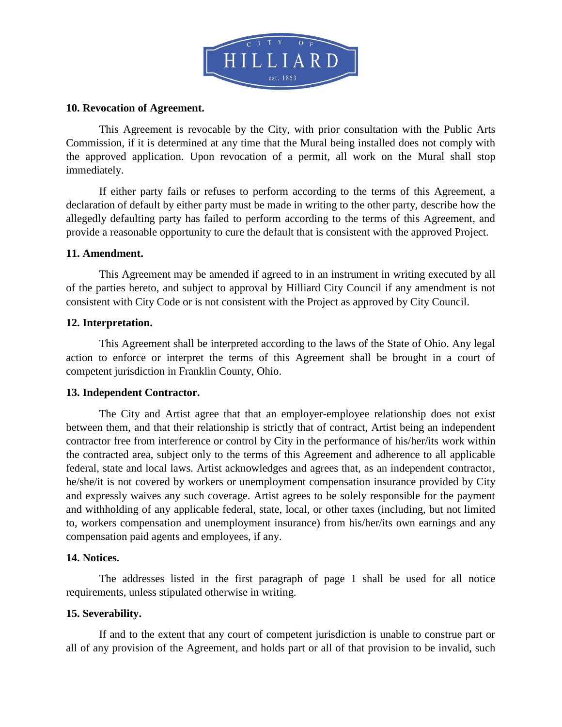**10. Revocation of Agreement.**

This Agreement is revocable by the City, with prior consultation with the Public Arts Commission, if it is determined at any time that the Mural being installed does not comply with the approved application. Upon revocation of a permit, all work on the Mural shall stop immediately.

If either party fails or refuses to perform according to the terms of this Agreement, a declaration of default by either party must be made in writing to the other party, describe how the allegedly defaulting party has failed to perform according to the terms of this Agreement, and provide a reasonable opportunity to cure the default that is consistent with the approved Project.

**11. Amendment.**

This Agreement may be amended if agreed to in an instrument in writing executed by all of the parties hereto, and subject to approval by Hilliard City Council if any amendment is not consistent with City Code or is not consistent with the Project as approved by City Council.

**12. Interpretation.**

This Agreement shall be interpreted according to the laws of the State of Ohio. Any legal action to enforce or interpret the terms of this Agreement shall be brought in a court of competent jurisdiction in Franklin County, Ohio.

**13. Independent Contractor.**

The City and Artist agree that that an employer-employee relationship does not exist between them, and that their relationship is strictly that of contract, Artist being an independent contractor free from interference or control by City in the performance of his/her/its work within the contracted area, subject only to the terms of this Agreement and adherence to all applicable federal, state and local laws. Artist acknowledges and agrees that, as an independent contractor, he/she/it is not covered by workers or unemployment compensation insurance provided by City and expressly waives any such coverage. Artist agrees to be solely responsible for the payment and withholding of any applicable federal, state, local, or other taxes (including, but not limited to, workers compensation and unemployment insurance) from his/her/its own earnings and any compensation paid agents and employees, if any.

**14. Notices.**

The addresses listed in the first paragraph of page 1 shall be used for all notice requirements, unless stipulated otherwise in writing.

**15. Severability.**

If and to the extent that any court of competent jurisdiction is unable to construe part or all of any provision of the Agreement, and holds part or all of that provision to be invalid, such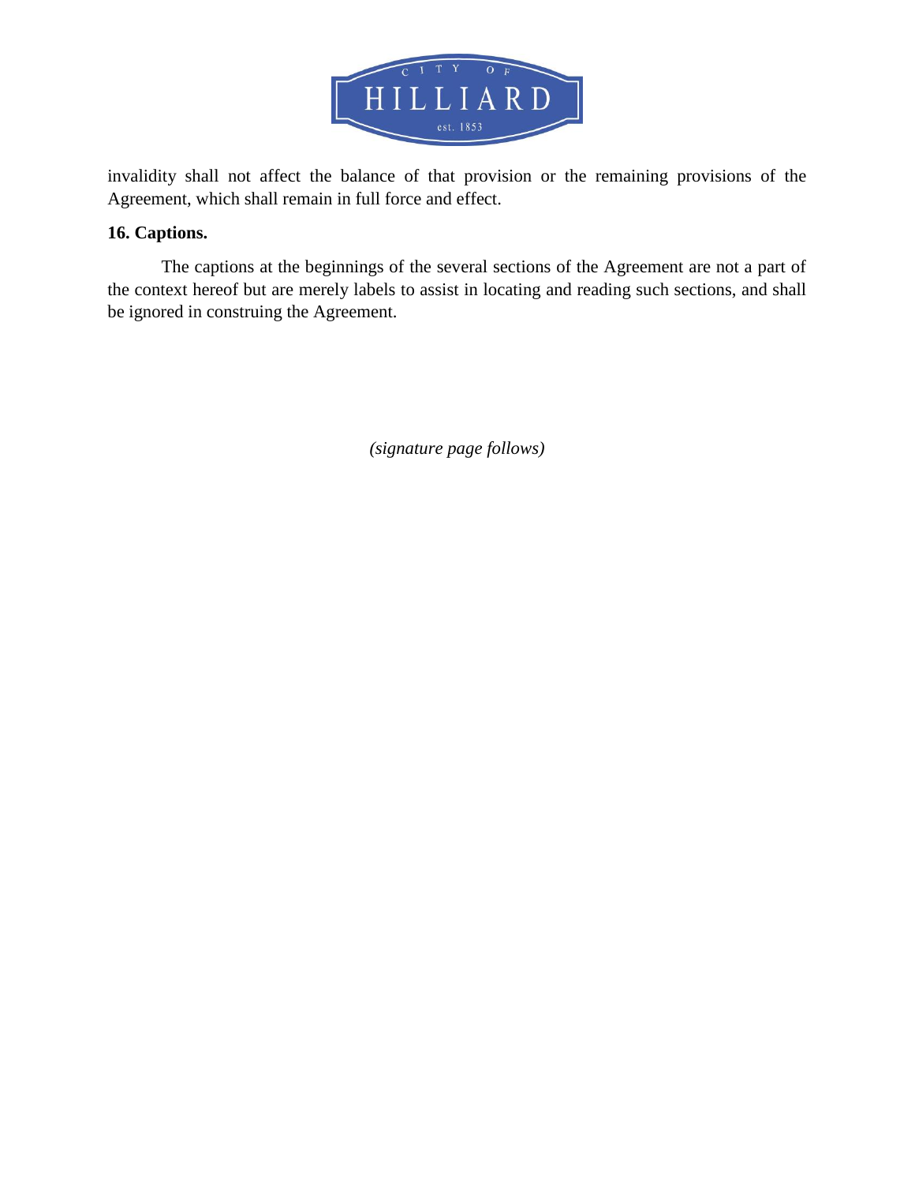invalidity shall not affect the balance of that provision or the remaining provisions of the Agreement, which shall remain in full force and effect.

**16. Captions.**

The captions at the beginnings of the several sections of the Agreement are not a part of the context hereof but are merely labels to assist in locating and reading such sections, and shall be ignored in construing the Agreement.

*(signature page follows)*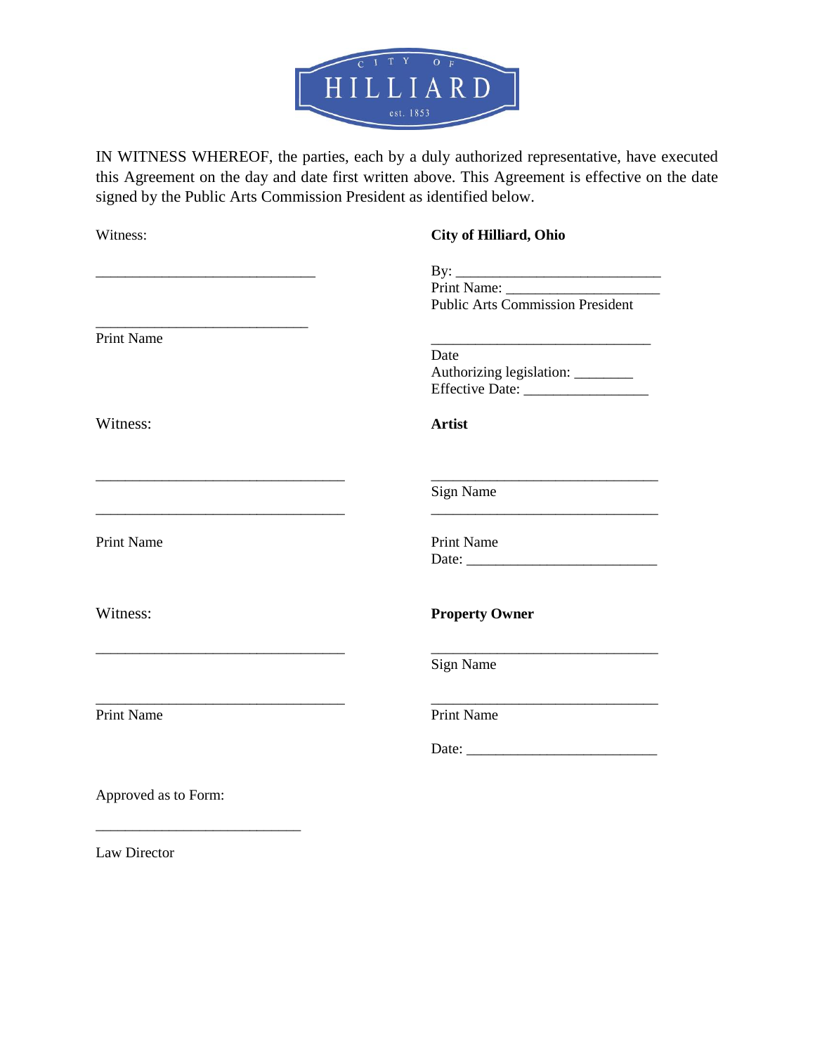CITY OF HILLIARD est. 1853

IN WITNESS WHEREOF, the parties, each by a duly authorized representative, have executed this Agreement on the day and date first written above. This Agreement is effective on the date signed by the Public Arts Commission President as identified below.

Witness:

______________________________

______________________________
Print Name

**City of Hilliard, Ohio**

By: ____________________________
Print Name: _____________________
Public Arts Commission President

______________________________
Date
Authorizing legislation: ________
Effective Date: _________________

Witness:

______________________________

______________________________
Print Name

**Artist**

______________________________
Sign Name

______________________________
Print Name
Date: __________________________

Witness:

______________________________

______________________________
Print Name

**Property Owner**

______________________________
Sign Name

______________________________
Print Name

Date: __________________________

Approved as to Form:

______________________________

Law Director